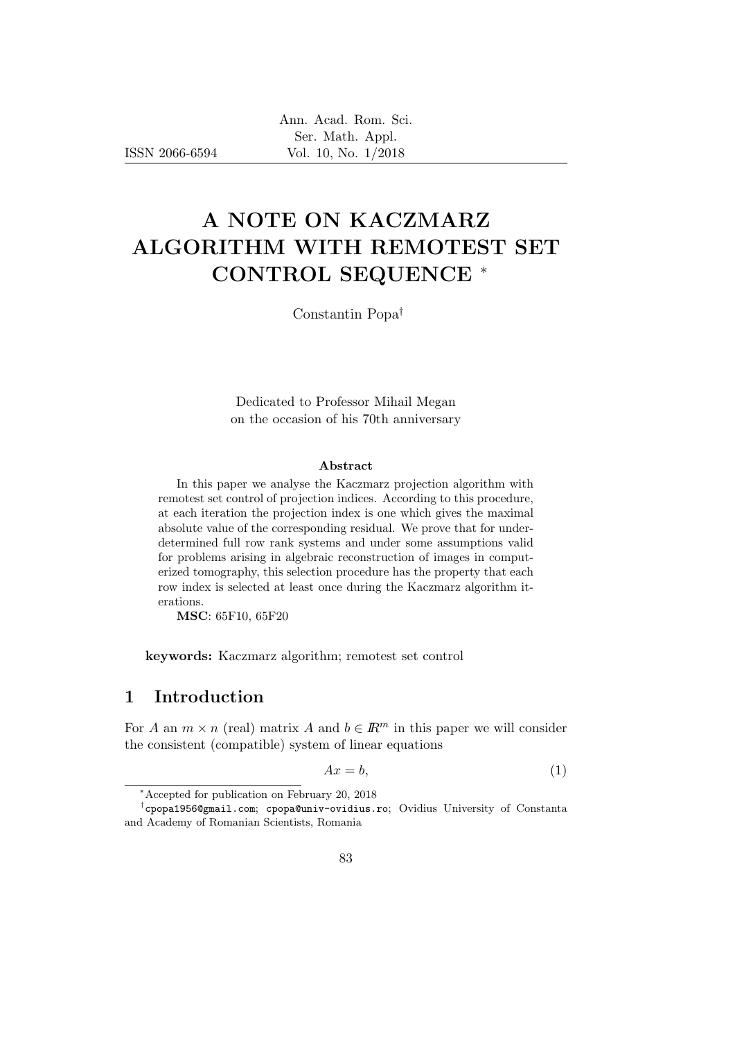# A NOTE ON KACZMARZ ALGORITHM WITH REMOTEST SET CONTROL SEQUENCE *

Constantin Popa†

Dedicated to Professor Mihail Megan on the occasion of his 70th anniversary

**Abstract**

In this paper we analyse the Kaczmarz projection algorithm with remotest set control of projection indices. According to this procedure, at each iteration the projection index is one which gives the maximal absolute value of the corresponding residual. We prove that for underdetermined full row rank systems and under some assumptions valid for problems arising in algebraic reconstruction of images in computerized tomography, this selection procedure has the property that each row index is selected at least once during the Kaczmarz algorithm iterations.

**MSC**: 65F10, 65F20

**keywords:** Kaczmarz algorithm; remotest set control

## 1 Introduction

For $A$ an $m \times n$ (real) matrix $A$ and $b \in I\!R^m$ in this paper we will consider the consistent (compatible) system of linear equations

$$Ax = b, \tag{1}$$

*Accepted for publication on February 20, 2018

†cpopa1956@gmail.com; cpopa@univ-ovidius.ro; Ovidius University of Constanta and Academy of Romanian Scientists, Romania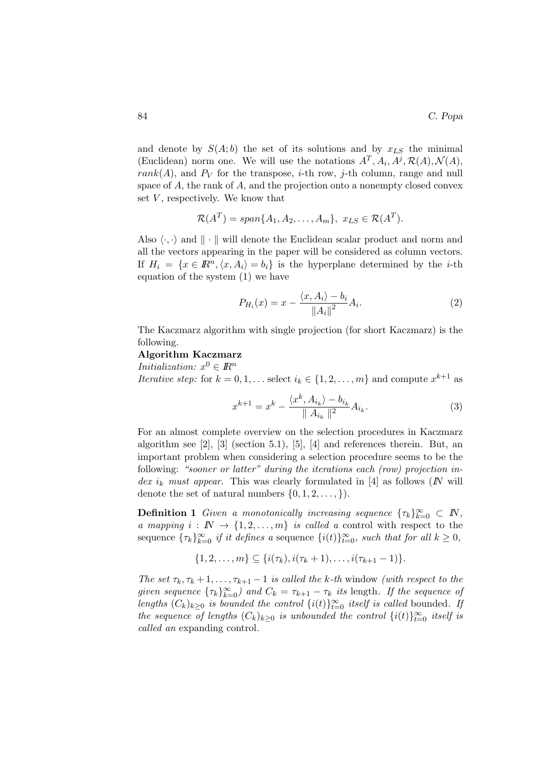and denote by $S(A;b)$ the set of its solutions and by $x_{LS}$ the minimal (Euclidean) norm one. We will use the notations $A^T, A_i, A^j, \mathcal{R}(A), \mathcal{N}(A)$, $rank(A)$, and $P_V$ for the transpose, $i$-th row, $j$-th column, range and null space of $A$, the rank of $A$, and the projection onto a nonempty closed convex set $V$, respectively. We know that

$$\mathcal{R}(A^T) = span\{A_1, A_2, \ldots, A_m\},\ x_{LS} \in \mathcal{R}(A^T).$$

Also $\langle \cdot, \cdot \rangle$ and $\| \cdot \|$ will denote the Euclidean scalar product and norm and all the vectors appearing in the paper will be considered as column vectors. If $H_i = \{x \in I\!R^n, \langle x, A_i \rangle = b_i\}$ is the hyperplane determined by the $i$-th equation of the system (1) we have

$$P_{H_i}(x) = x - \frac{\langle x, A_i \rangle - b_i}{\|A_i\|^2} A_i. \tag{2}$$

The Kaczmarz algorithm with single projection (for short Kaczmarz) is the following.

**Algorithm Kaczmarz**

*Initialization:* $x^0 \in I\!R^n$

*Iterative step:* for $k = 0, 1, \ldots$ select $i_k \in \{1, 2, \ldots, m\}$ and compute $x^{k+1}$ as

$$x^{k+1} = x^k - \frac{\langle x^k, A_{i_k} \rangle - b_{i_k}}{\| A_{i_k} \|^2} A_{i_k}. \tag{3}$$

For an almost complete overview on the selection procedures in Kaczmarz algorithm see [2], [3] (section 5.1), [5], [4] and references therein. But, an important problem when considering a selection procedure seems to be the following: *"sooner or latter" during the iterations each (row) projection index $i_k$ must appear.* This was clearly formulated in [4] as follows ($I\!N$ will denote the set of natural numbers $\{0, 1, 2, \ldots, \}$).

**Definition 1** *Given a monotonically increasing sequence $\{\tau_k\}_{k=0}^{\infty} \subset I\!N$, a mapping $i : I\!N \to \{1, 2, \ldots, m\}$ is called a* control *with respect to the sequence $\{\tau_k\}_{k=0}^{\infty}$ if it defines a* sequence *$\{i(t)\}_{t=0}^{\infty}$, such that for all $k \geq 0$,*

$$\{1, 2, \ldots, m\} \subseteq \{i(\tau_k), i(\tau_k + 1), \ldots, i(\tau_{k+1} - 1)\}.$$

*The set $\tau_k, \tau_k + 1, \ldots, \tau_{k+1} - 1$ is called the $k$-th* window *(with respect to the given sequence $\{\tau_k\}_{k=0}^{\infty}$) and $C_k = \tau_{k+1} - \tau_k$ its* length. *If the sequence of lengths $(C_k)_{k \geq 0}$ is bounded the control $\{i(t)\}_{t=0}^{\infty}$ itself is called* bounded. *If the sequence of lengths $(C_k)_{k \geq 0}$ is unbounded the control $\{i(t)\}_{t=0}^{\infty}$ itself is called an* expanding control.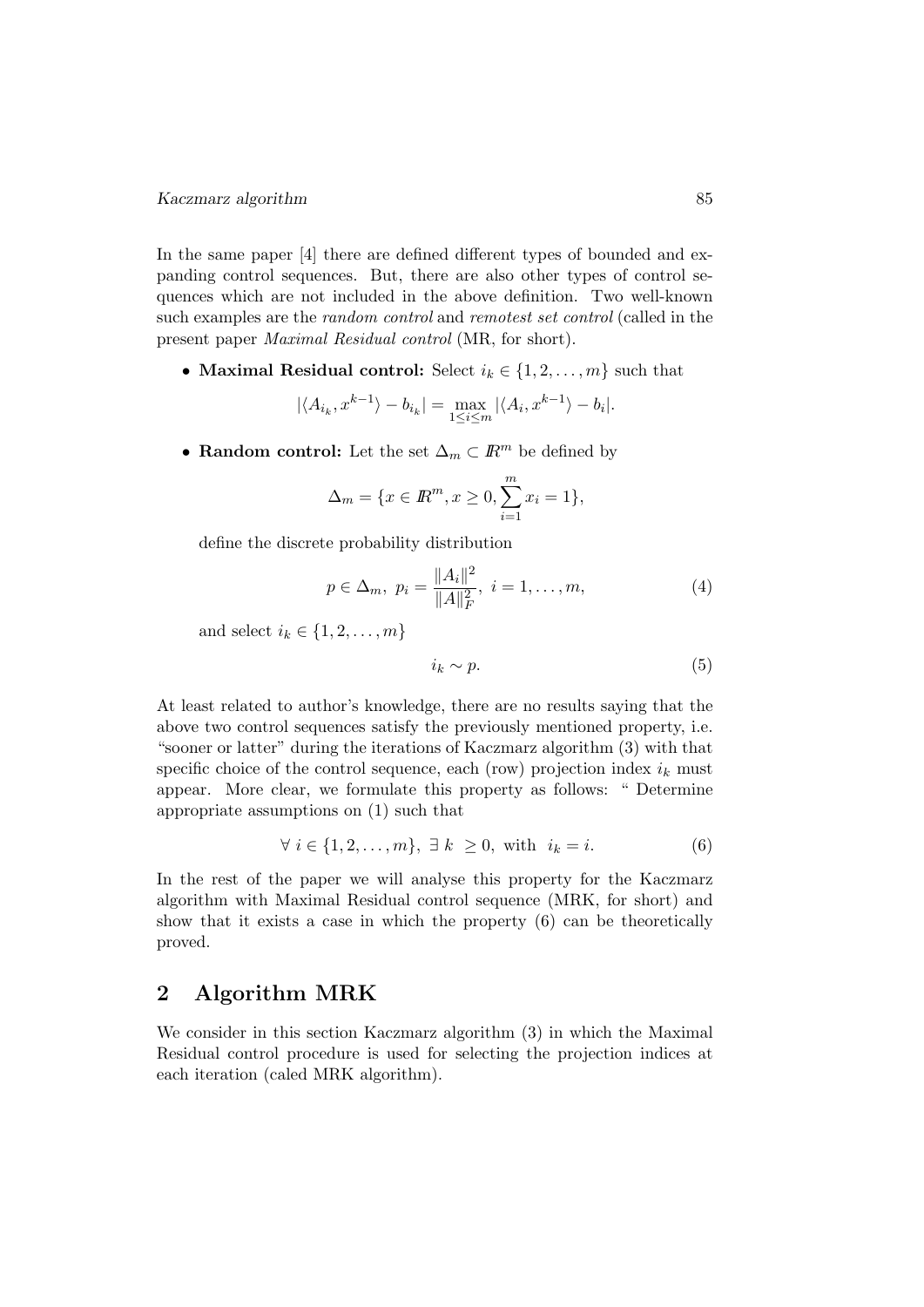In the same paper [4] there are defined different types of bounded and expanding control sequences. But, there are also other types of control sequences which are not included in the above definition. Two well-known such examples are the *random control* and *remotest set control* (called in the present paper *Maximal Residual control* (MR, for short).

- **Maximal Residual control:** Select $i_k \in \{1, 2, \ldots, m\}$ such that

$$|\langle A_{i_k}, x^{k-1}\rangle - b_{i_k}| = \max_{1 \leq i \leq m} |\langle A_i, x^{k-1}\rangle - b_i|.$$

- **Random control:** Let the set $\Delta_m \subset \mathbb{R}^m$ be defined by

$$\Delta_m = \{x \in \mathbb{R}^m, x \geq 0, \sum_{i=1}^{m} x_i = 1\},$$

define the discrete probability distribution

$$p \in \Delta_m, \; p_i = \frac{\|A_i\|^2}{\|A\|_F^2}, \; i = 1, \ldots, m, \tag{4}$$

and select $i_k \in \{1, 2, \ldots, m\}$

$$i_k \sim p. \tag{5}$$

At least related to author's knowledge, there are no results saying that the above two control sequences satisfy the previously mentioned property, i.e. "sooner or latter" during the iterations of Kaczmarz algorithm (3) with that specific choice of the control sequence, each (row) projection index $i_k$ must appear. More clear, we formulate this property as follows: " Determine appropriate assumptions on (1) such that

$$\forall \; i \in \{1, 2, \ldots, m\}, \; \exists \; k \; \geq 0, \; \text{with} \;\; i_k = i. \tag{6}$$

In the rest of the paper we will analyse this property for the Kaczmarz algorithm with Maximal Residual control sequence (MRK, for short) and show that it exists a case in which the property (6) can be theoretically proved.

## 2 Algorithm MRK

We consider in this section Kaczmarz algorithm (3) in which the Maximal Residual control procedure is used for selecting the projection indices at each iteration (caled MRK algorithm).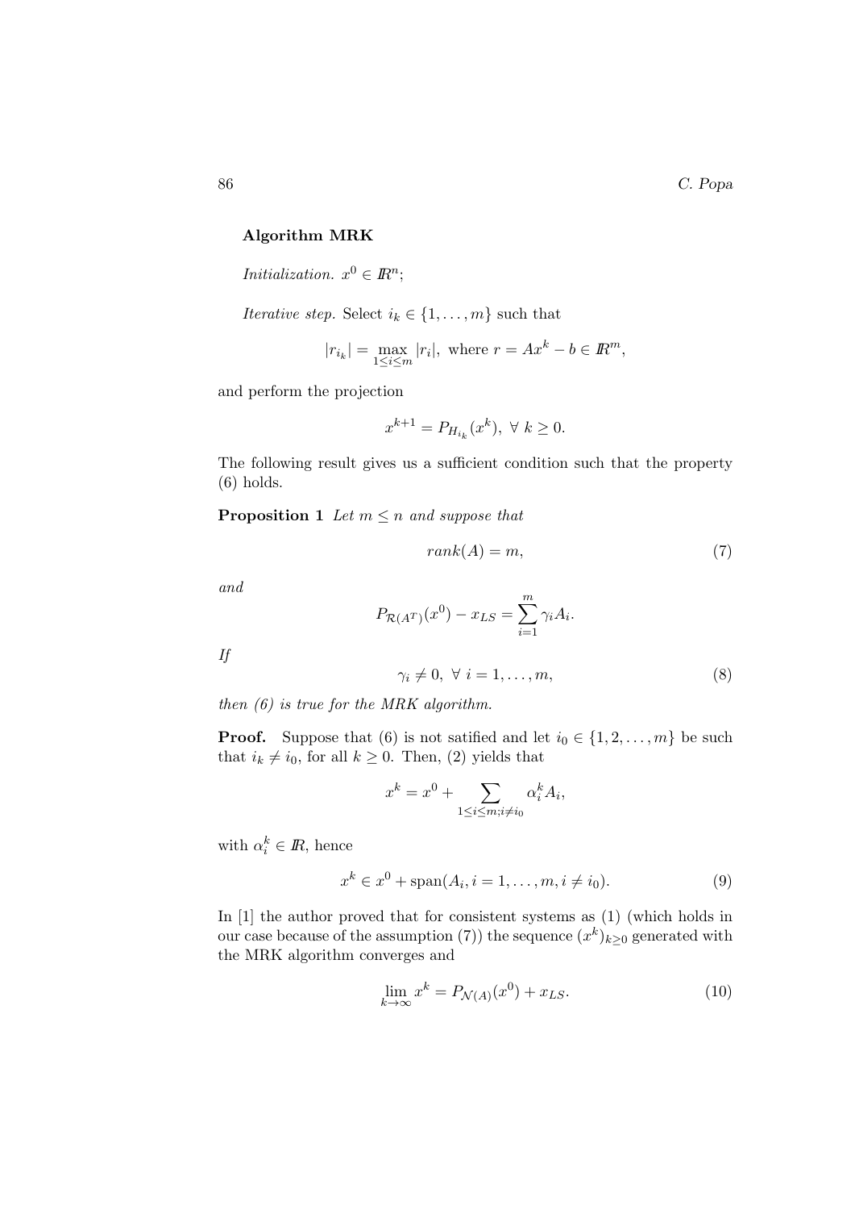**Algorithm MRK**

*Initialization.* $x^0 \in I\!R^n$;

*Iterative step.* Select $i_k \in \{1, \dots, m\}$ such that

$$|r_{i_k}| = \max_{1 \leq i \leq m} |r_i|, \text{ where } r = Ax^k - b \in I\!R^m,$$

and perform the projection

$$x^{k+1} = P_{H_{i_k}}(x^k), \ \forall \ k \geq 0.$$

The following result gives us a sufficient condition such that the property (6) holds.

**Proposition 1** *Let $m \leq n$ and suppose that*

$$rank(A) = m, \tag{7}$$

*and*

$$P_{\mathcal{R}(A^T)}(x^0) - x_{LS} = \sum_{i=1}^{m} \gamma_i A_i.$$

*If*

$$\gamma_i \neq 0, \ \forall \ i = 1, \dots, m, \tag{8}$$

*then (6) is true for the MRK algorithm.*

**Proof.** Suppose that (6) is not satified and let $i_0 \in \{1, 2, \dots, m\}$ be such that $i_k \neq i_0$, for all $k \geq 0$. Then, (2) yields that

$$x^k = x^0 + \sum_{1 \leq i \leq m; i \neq i_0} \alpha_i^k A_i,$$

with $\alpha_i^k \in I\!R$, hence

$$x^k \in x^0 + \text{span}(A_i, i = 1, \dots, m, i \neq i_0). \tag{9}$$

In [1] the author proved that for consistent systems as (1) (which holds in our case because of the assumption (7)) the sequence $(x^k)_{k \geq 0}$ generated with the MRK algorithm converges and

$$\lim_{k \to \infty} x^k = P_{\mathcal{N}(A)}(x^0) + x_{LS}. \tag{10}$$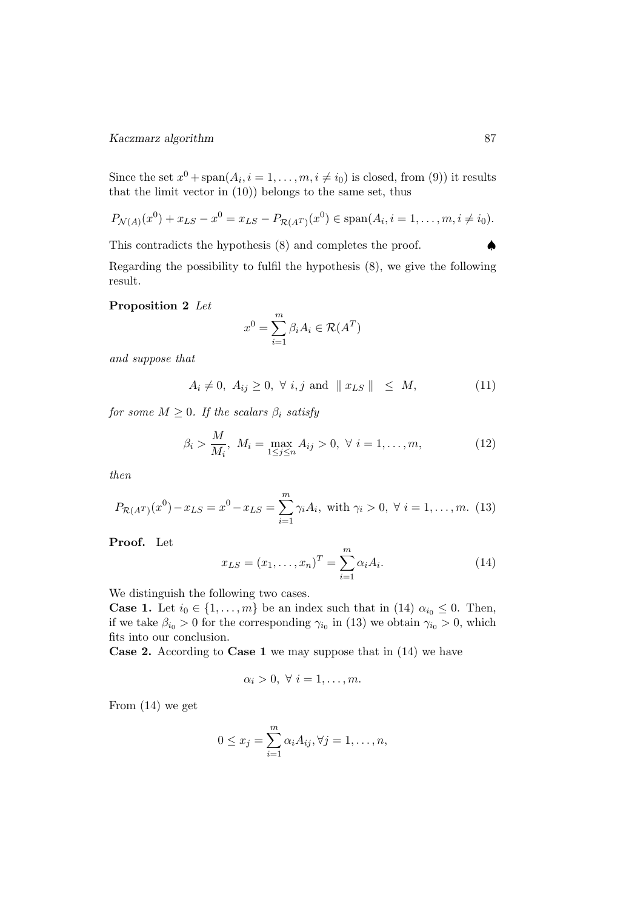Since the set $x^0 + \text{span}(A_i, i = 1, \ldots, m, i \neq i_0)$ is closed, from (9)) it results that the limit vector in (10)) belongs to the same set, thus

$$P_{\mathcal{N}(A)}(x^0) + x_{LS} - x^0 = x_{LS} - P_{\mathcal{R}(A^T)}(x^0) \in \text{span}(A_i, i = 1, \ldots, m, i \neq i_0).$$

This contradicts the hypothesis (8) and completes the proof. ♠

Regarding the possibility to fulfil the hypothesis (8), we give the following result.

**Proposition 2** *Let*

$$x^0 = \sum_{i=1}^{m} \beta_i A_i \in \mathcal{R}(A^T)$$

*and suppose that*

$$A_i \neq 0, \; A_{ij} \geq 0, \; \forall \; i, j \text{ and } \parallel x_{LS} \parallel \; \leq \; M, \tag{11}$$

*for some* $M \geq 0$. *If the scalars* $\beta_i$ *satisfy*

$$\beta_i > \frac{M}{M_i}, \; M_i = \max_{1 \leq j \leq n} A_{ij} > 0, \; \forall \; i = 1, \ldots, m, \tag{12}$$

*then*

$$P_{\mathcal{R}(A^T)}(x^0) - x_{LS} = x^0 - x_{LS} = \sum_{i=1}^{m} \gamma_i A_i, \text{ with } \gamma_i > 0, \; \forall \; i = 1, \ldots, m. \tag{13}$$

**Proof.** Let

$$x_{LS} = (x_1, \ldots, x_n)^T = \sum_{i=1}^{m} \alpha_i A_i. \tag{14}$$

We distinguish the following two cases.

**Case 1.** Let $i_0 \in \{1, \ldots, m\}$ be an index such that in (14) $\alpha_{i_0} \leq 0$. Then, if we take $\beta_{i_0} > 0$ for the corresponding $\gamma_{i_0}$ in (13) we obtain $\gamma_{i_0} > 0$, which fits into our conclusion.

**Case 2.** According to **Case 1** we may suppose that in (14) we have

$$\alpha_i > 0, \; \forall \; i = 1, \ldots, m.$$

From (14) we get

$$0 \leq x_j = \sum_{i=1}^{m} \alpha_i A_{ij}, \forall j = 1, \ldots, n,$$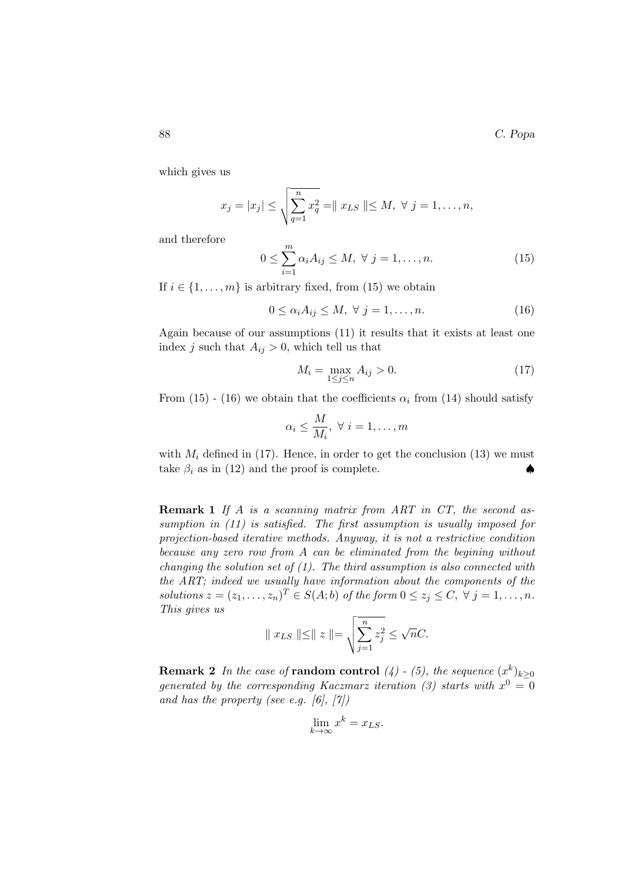which gives us

$$x_j = |x_j| \leq \sqrt{\sum_{q=1}^{n} x_q^2} = \parallel x_{LS} \parallel \leq M, \ \forall \ j = 1, \dots, n,$$

and therefore

$$0 \leq \sum_{i=1}^{m} \alpha_i A_{ij} \leq M, \ \forall \ j = 1, \dots, n. \tag{15}$$

If $i \in \{1, \dots, m\}$ is arbitrary fixed, from (15) we obtain

$$0 \leq \alpha_i A_{ij} \leq M, \ \forall \ j = 1, \dots, n. \tag{16}$$

Again because of our assumptions (11) it results that it exists at least one index $j$ such that $A_{ij} > 0$, which tell us that

$$M_i = \max_{1 \leq j \leq n} A_{ij} > 0. \tag{17}$$

From (15) - (16) we obtain that the coefficients $\alpha_i$ from (14) should satisfy

$$\alpha_i \leq \frac{M}{M_i}, \ \forall \ i = 1, \dots, m$$

with $M_i$ defined in (17). Hence, in order to get the conclusion (13) we must take $\beta_i$ as in (12) and the proof is complete. ♠

**Remark 1** *If $A$ is a scanning matrix from ART in CT, the second assumption in (11) is satisfied. The first assumption is usually imposed for projection-based iterative methods. Anyway, it is not a restrictive condition because any zero row from $A$ can be eliminated from the begining without changing the solution set of (1). The third assumption is also connected with the ART; indeed we usually have information about the components of the solutions $z = (z_1, \dots, z_n)^T \in S(A; b)$ of the form $0 \leq z_j \leq C, \ \forall \ j = 1, \dots, n$. This gives us*

$$\parallel x_{LS} \parallel \leq \parallel z \parallel = \sqrt{\sum_{j=1}^{n} z_j^2} \leq \sqrt{n} C.$$

**Remark 2** *In the case of* **random control** *(4) - (5), the sequence $(x^k)_{k \geq 0}$ generated by the corresponding Kaczmarz iteration (3) starts with $x^0 = 0$ and has the property (see e.g. [6], [7])*

$$\lim_{k \to \infty} x^k = x_{LS}.$$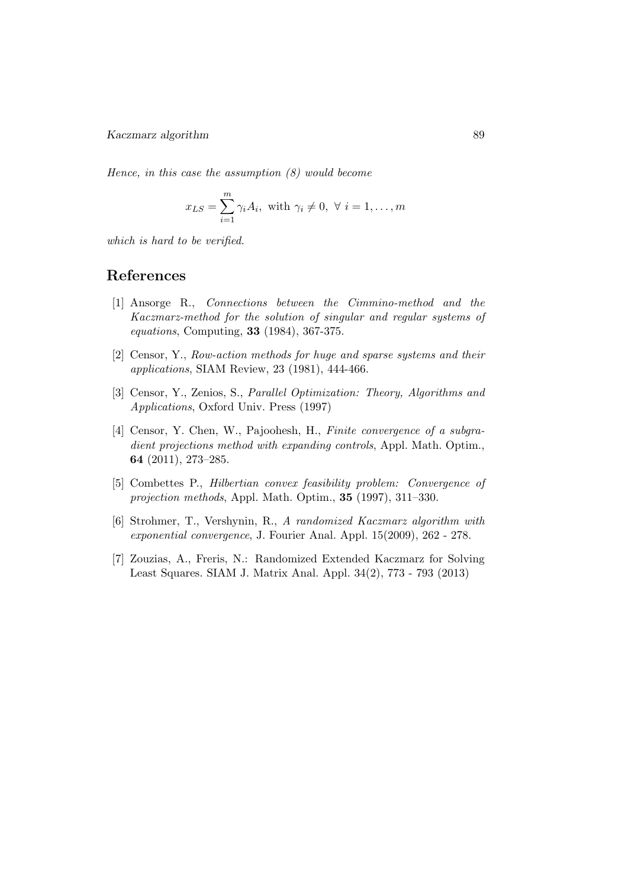*Hence, in this case the assumption (8) would become*

$$x_{LS} = \sum_{i=1}^{m} \gamma_i A_i, \text{ with } \gamma_i \neq 0, \ \forall \ i = 1, \dots, m$$

*which is hard to be verified.*

## References

[1] Ansorge R., *Connections between the Cimmino-method and the Kaczmarz-method for the solution of singular and regular systems of equations*, Computing, **33** (1984), 367-375.

[2] Censor, Y., *Row-action methods for huge and sparse systems and their applications*, SIAM Review, 23 (1981), 444-466.

[3] Censor, Y., Zenios, S., *Parallel Optimization: Theory, Algorithms and Applications*, Oxford Univ. Press (1997)

[4] Censor, Y. Chen, W., Pajoohesh, H., *Finite convergence of a subgradient projections method with expanding controls*, Appl. Math. Optim., **64** (2011), 273–285.

[5] Combettes P., *Hilbertian convex feasibility problem: Convergence of projection methods*, Appl. Math. Optim., **35** (1997), 311–330.

[6] Strohmer, T., Vershynin, R., *A randomized Kaczmarz algorithm with exponential convergence*, J. Fourier Anal. Appl. 15(2009), 262 - 278.

[7] Zouzias, A., Freris, N.: Randomized Extended Kaczmarz for Solving Least Squares. SIAM J. Matrix Anal. Appl. 34(2), 773 - 793 (2013)